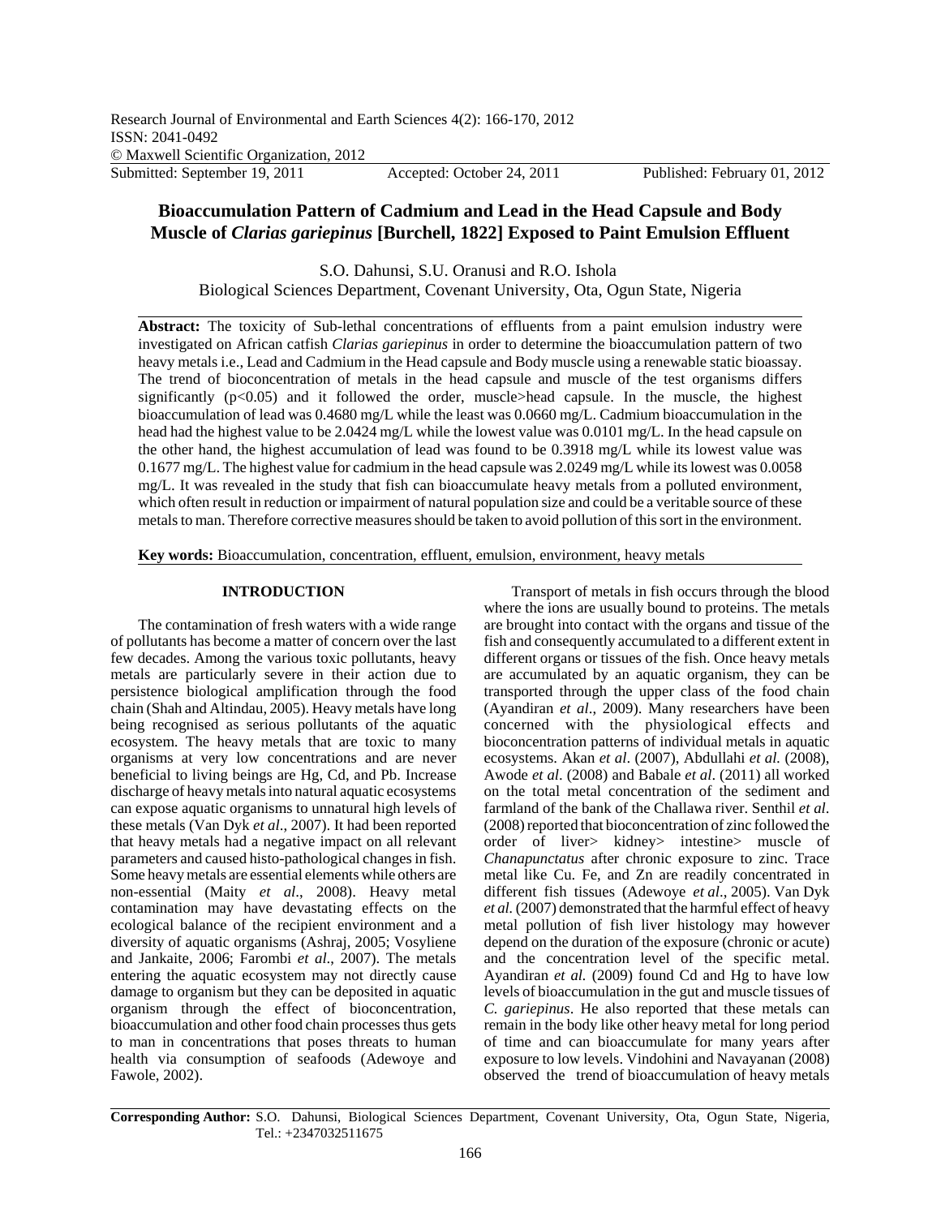# Bioaccumulation Pattern of Cadmium and Lead in the Head Capsule and Body Muscle of *Clarias gariepinus* [Burchell, 1822] Exposed to Paint Emulsion Effluent

S.O. Dahunsi, S.U. Oranusi and R.O. Ishola
Biological Sciences Department, Covenant University, Ota, Ogun State, Nigeria

Submitted: September 19, 2011 Accepted: October 24, 2011 Published: February 01, 2012

**Abstract:** The toxicity of Sub-lethal concentrations of effluents from a paint emulsion industry were investigated on African catfish *Clarias gariepinus* in order to determine the bioaccumulation pattern of two heavy metals i.e., Lead and Cadmium in the Head capsule and Body muscle using a renewable static bioassay. The trend of bioconcentration of metals in the head capsule and muscle of the test organisms differs significantly ($p<0.05$) and it followed the order, muscle>head capsule. In the muscle, the highest bioaccumulation of lead was 0.4680 mg/L while the least was 0.0660 mg/L. Cadmium bioaccumulation in the head had the highest value to be 2.0424 mg/L while the lowest value was 0.0101 mg/L. In the head capsule on the other hand, the highest accumulation of lead was found to be 0.3918 mg/L while its lowest value was 0.1677 mg/L. The highest value for cadmium in the head capsule was 2.0249 mg/L while its lowest was 0.0058 mg/L. It was revealed in the study that fish can bioaccumulate heavy metals from a polluted environment, which often result in reduction or impairment of natural population size and could be a veritable source of these metals to man. Therefore corrective measures should be taken to avoid pollution of this sort in the environment.

**Key words:** Bioaccumulation, concentration, effluent, emulsion, environment, heavy metals

## INTRODUCTION

The contamination of fresh waters with a wide range of pollutants has become a matter of concern over the last few decades. Among the various toxic pollutants, heavy metals are particularly severe in their action due to persistence biological amplification through the food chain (Shah and Altindau, 2005). Heavy metals have long being recognised as serious pollutants of the aquatic ecosystem. The heavy metals that are toxic to many organisms at very low concentrations and are never beneficial to living beings are Hg, Cd, and Pb. Increase discharge of heavy metals into natural aquatic ecosystems can expose aquatic organisms to unnatural high levels of these metals (Van Dyk *et al*., 2007). It had been reported that heavy metals had a negative impact on all relevant parameters and caused histo-pathological changes in fish. Some heavy metals are essential elements while others are non-essential (Maity *et al*., 2008). Heavy metal contamination may have devastating effects on the ecological balance of the recipient environment and a diversity of aquatic organisms (Ashraj, 2005; Vosyliene and Jankaite, 2006; Farombi *et al*., 2007). The metals entering the aquatic ecosystem may not directly cause damage to organism but they can be deposited in aquatic organism through the effect of bioconcentration, bioaccumulation and other food chain processes thus gets to man in concentrations that poses threats to human health via consumption of seafoods (Adewoye and Fawole, 2002).

Transport of metals in fish occurs through the blood where the ions are usually bound to proteins. The metals are brought into contact with the organs and tissue of the fish and consequently accumulated to a different extent in different organs or tissues of the fish. Once heavy metals are accumulated by an aquatic organism, they can be transported through the upper class of the food chain (Ayandiran *et al*., 2009). Many researchers have been concerned with the physiological effects and bioconcentration patterns of individual metals in aquatic ecosystems. Akan *et al*. (2007), Abdullahi *et al.* (2008), Awode *et al*. (2008) and Babale *et al*. (2011) all worked on the total metal concentration of the sediment and farmland of the bank of the Challawa river. Senthil *et al*. (2008) reported that bioconcentration of zinc followed the order of liver> kidney> intestine> muscle of *Chanapunctatus* after chronic exposure to zinc. Trace metal like Cu. Fe, and Zn are readily concentrated in different fish tissues (Adewoye *et al*., 2005). Van Dyk *et al.* (2007) demonstrated that the harmful effect of heavy metal pollution of fish liver histology may however depend on the duration of the exposure (chronic or acute) and the concentration level of the specific metal. Ayandiran *et al.* (2009) found Cd and Hg to have low levels of bioaccumulation in the gut and muscle tissues of *C. gariepinus*. He also reported that these metals can remain in the body like other heavy metal for long period of time and can bioaccumulate for many years after exposure to low levels. Vindohini and Navayanan (2008) observed the trend of bioaccumulation of heavy metals

**Corresponding Author:** S.O. Dahunsi, Biological Sciences Department, Covenant University, Ota, Ogun State, Nigeria, Tel.: +2347032511675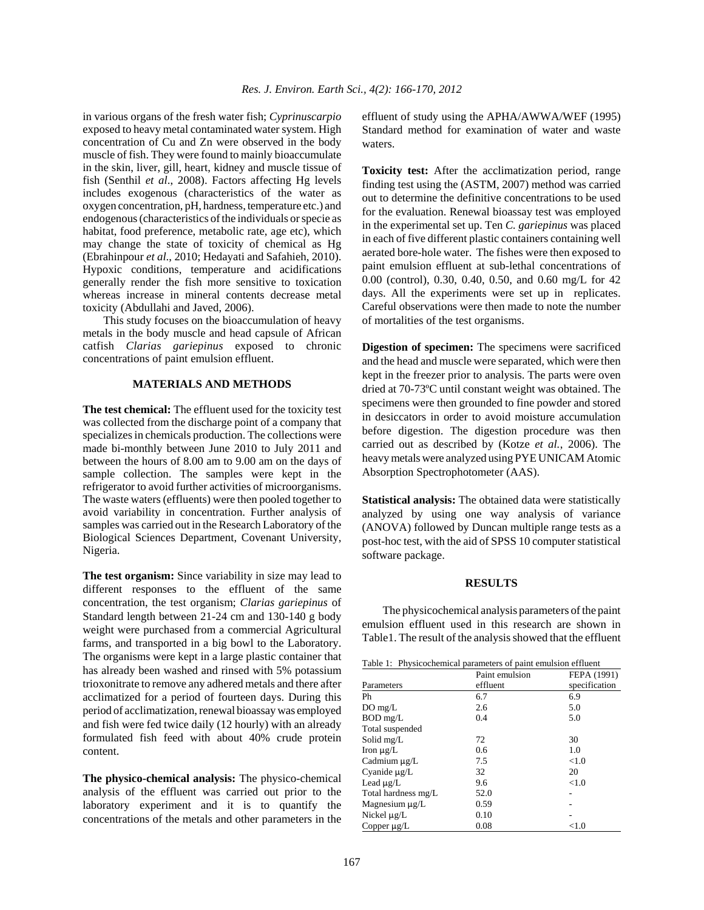in various organs of the fresh water fish; *Cyprinuscarpio* exposed to heavy metal contaminated water system. High concentration of Cu and Zn were observed in the body muscle of fish. They were found to mainly bioaccumulate in the skin, liver, gill, heart, kidney and muscle tissue of fish (Senthil *et al*., 2008). Factors affecting Hg levels includes exogenous (characteristics of the water as oxygen concentration, pH, hardness, temperature etc.) and endogenous (characteristics of the individuals or specie as habitat, food preference, metabolic rate, age etc), which may change the state of toxicity of chemical as Hg (Ebrahinpour *et al*., 2010; Hedayati and Safahieh, 2010). Hypoxic conditions, temperature and acidifications generally render the fish more sensitive to toxication whereas increase in mineral contents decrease metal toxicity (Abdullahi and Javed, 2006).

This study focuses on the bioaccumulation of heavy metals in the body muscle and head capsule of African catfish *Clarias gariepinus* exposed to chronic concentrations of paint emulsion effluent.

## MATERIALS AND METHODS

**The test chemical:** The effluent used for the toxicity test was collected from the discharge point of a company that specializes in chemicals production. The collections were made bi-monthly between June 2010 to July 2011 and between the hours of 8.00 am to 9.00 am on the days of sample collection. The samples were kept in the refrigerator to avoid further activities of microorganisms. The waste waters (effluents) were then pooled together to avoid variability in concentration. Further analysis of samples was carried out in the Research Laboratory of the Biological Sciences Department, Covenant University, Nigeria.

**The test organism:** Since variability in size may lead to different responses to the effluent of the same concentration, the test organism; *Clarias gariepinus* of Standard length between 21-24 cm and 130-140 g body weight were purchased from a commercial Agricultural farms, and transported in a big bowl to the Laboratory. The organisms were kept in a large plastic container that has already been washed and rinsed with 5% potassium trioxonitrate to remove any adhered metals and there after acclimatized for a period of fourteen days. During this period of acclimatization, renewal bioassay was employed and fish were fed twice daily (12 hourly) with an already formulated fish feed with about 40% crude protein content.

**The physico-chemical analysis:** The physico-chemical analysis of the effluent was carried out prior to the laboratory experiment and it is to quantify the concentrations of the metals and other parameters in the effluent of study using the APHA/AWWA/WEF (1995) Standard method for examination of water and waste waters.

**Toxicity test:** After the acclimatization period, range finding test using the (ASTM, 2007) method was carried out to determine the definitive concentrations to be used for the evaluation. Renewal bioassay test was employed in the experimental set up. Ten *C. gariepinus* was placed in each of five different plastic containers containing well aerated bore-hole water. The fishes were then exposed to paint emulsion effluent at sub-lethal concentrations of 0.00 (control), 0.30, 0.40, 0.50, and 0.60 mg/L for 42 days. All the experiments were set up in replicates. Careful observations were then made to note the number of mortalities of the test organisms.

**Digestion of specimen:** The specimens were sacrificed and the head and muscle were separated, which were then kept in the freezer prior to analysis. The parts were oven dried at 70-73ºC until constant weight was obtained. The specimens were then grounded to fine powder and stored in desiccators in order to avoid moisture accumulation before digestion. The digestion procedure was then carried out as described by (Kotze *et al.*, 2006). The heavy metals were analyzed using PYE UNICAM Atomic Absorption Spectrophotometer (AAS).

**Statistical analysis:** The obtained data were statistically analyzed by using one way analysis of variance (ANOVA) followed by Duncan multiple range tests as a post-hoc test, with the aid of SPSS 10 computer statistical software package.

## RESULTS

The physicochemical analysis parameters of the paint emulsion effluent used in this research are shown in Table1. The result of the analysis showed that the effluent

Table 1: Physicochemical parameters of paint emulsion effluent

| Parameters | Paint emulsion effluent | FEPA (1991) specification |
|---|---|---|
| Ph | 6.7 | 6.9 |
| DO mg/L | 2.6 | 5.0 |
| BOD mg/L | 0.4 | 5.0 |
| Total suspended Solid mg/L | 72 | 30 |
| Iron µg/L | 0.6 | 1.0 |
| Cadmium µg/L | 7.5 | <1.0 |
| Cyanide µg/L | 32 | 20 |
| Lead µg/L | 9.6 | <1.0 |
| Total hardness mg/L | 52.0 | - |
| Magnesium µg/L | 0.59 | - |
| Nickel µg/L | 0.10 | - |
| Copper µg/L | 0.08 | <1.0 |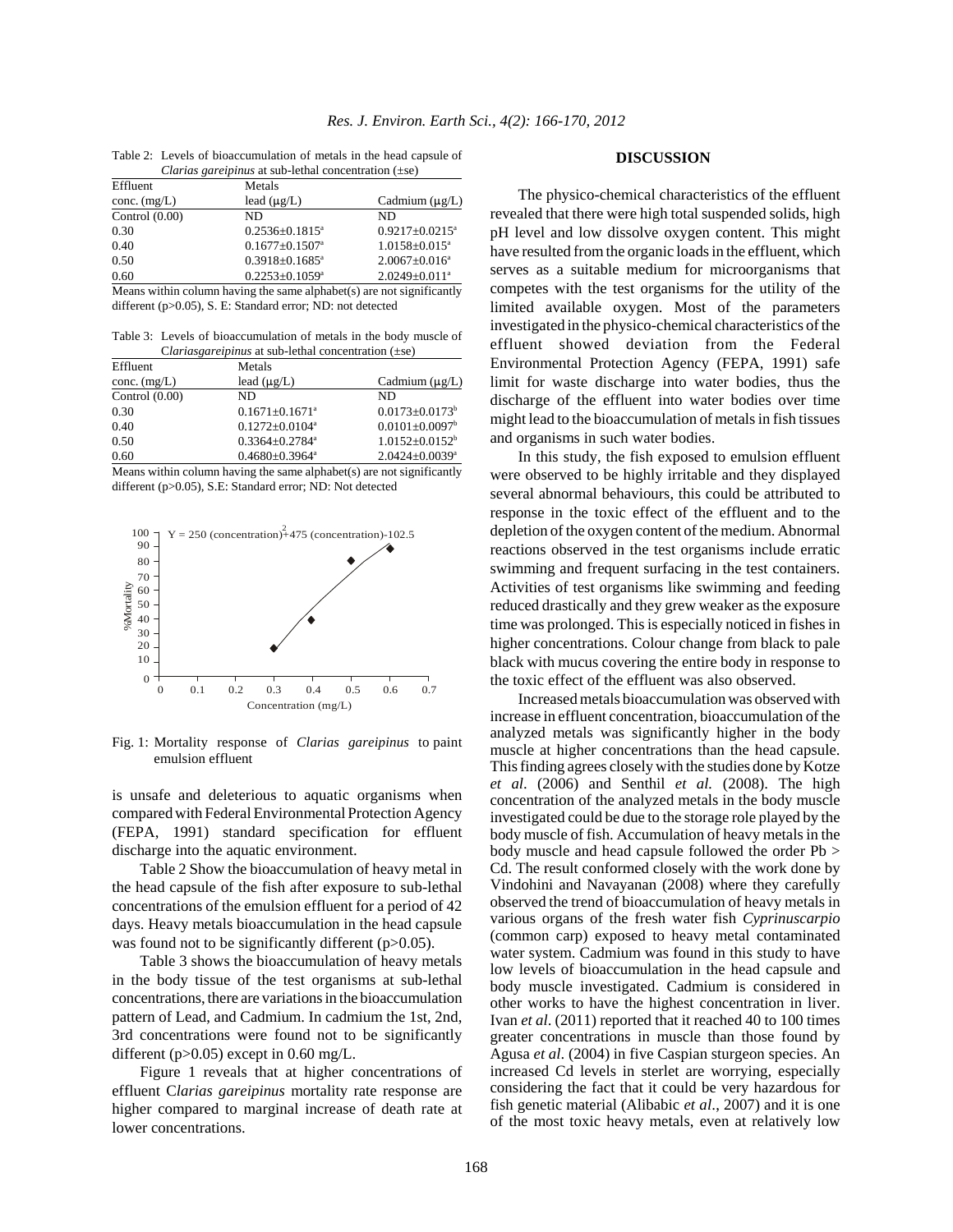Table 2: Levels of bioaccumulation of metals in the head capsule of *Clarias gareipinus* at sub-lethal concentration (±se)

| Effluent conc. (mg/L) | Metals lead (μg/L) | Cadmium (μg/L) |
|---|---|---|
| Control (0.00) | ND | ND |
| 0.30 | 0.2536±0.1815[a] | 0.9217±0.0215[a] |
| 0.40 | 0.1677±0.1507[a] | 1.0158±0.015[a] |
| 0.50 | 0.3918±0.1685[a] | 2.0067±0.016[a] |
| 0.60 | 0.2253±0.1059[a] | 2.0249±0.011[a] |

Means within column having the same alphabet(s) are not significantly different (p>0.05), S. E: Standard error; ND: not detected

Table 3: Levels of bioaccumulation of metals in the body muscle of C*lariasgareipinus* at sub-lethal concentration (±se)

| Effluent conc. (mg/L) | Metals lead (μg/L) | Cadmium (μg/L) |
|---|---|---|
| Control (0.00) | ND | ND |
| 0.30 | 0.1671±0.1671[a] | 0.0173±0.0173[b] |
| 0.40 | 0.1272±0.0104[a] | 0.0101±0.0097[b] |
| 0.50 | 0.3364±0.2784[a] | 1.0152±0.0152[b] |
| 0.60 | 0.4680±0.3964[a] | 2.0424±0.0039[a] |

Means within column having the same alphabet(s) are not significantly different (p>0.05), S.E: Standard error; ND: Not detected

$Y = 250\ (\text{concentration})^2 + 475\ (\text{concentration}) - 102.5$

Fig. 1: Mortality response of *Clarias gareipinus* to paint emulsion effluent

is unsafe and deleterious to aquatic organisms when compared with Federal Environmental Protection Agency (FEPA, 1991) standard specification for effluent discharge into the aquatic environment.

Table 2 Show the bioaccumulation of heavy metal in the head capsule of the fish after exposure to sub-lethal concentrations of the emulsion effluent for a period of 42 days. Heavy metals bioaccumulation in the head capsule was found not to be significantly different (p>0.05).

Table 3 shows the bioaccumulation of heavy metals in the body tissue of the test organisms at sub-lethal concentrations, there are variations in the bioaccumulation pattern of Lead, and Cadmium. In cadmium the 1st, 2nd, 3rd concentrations were found not to be significantly different (p>0.05) except in 0.60 mg/L.

Figure 1 reveals that at higher concentrations of effluent C*larias gareipinus* mortality rate response are higher compared to marginal increase of death rate at lower concentrations.

## DISCUSSION

The physico-chemical characteristics of the effluent revealed that there were high total suspended solids, high pH level and low dissolve oxygen content. This might have resulted from the organic loads in the effluent, which serves as a suitable medium for microorganisms that competes with the test organisms for the utility of the limited available oxygen. Most of the parameters investigated in the physico-chemical characteristics of the effluent showed deviation from the Federal Environmental Protection Agency (FEPA, 1991) safe limit for waste discharge into water bodies, thus the discharge of the effluent into water bodies over time might lead to the bioaccumulation of metals in fish tissues and organisms in such water bodies.

In this study, the fish exposed to emulsion effluent were observed to be highly irritable and they displayed several abnormal behaviours, this could be attributed to response in the toxic effect of the effluent and to the depletion of the oxygen content of the medium. Abnormal reactions observed in the test organisms include erratic swimming and frequent surfacing in the test containers. Activities of test organisms like swimming and feeding reduced drastically and they grew weaker as the exposure time was prolonged. This is especially noticed in fishes in higher concentrations. Colour change from black to pale black with mucus covering the entire body in response to the toxic effect of the effluent was also observed.

Increased metals bioaccumulation was observed with increase in effluent concentration, bioaccumulation of the analyzed metals was significantly higher in the body muscle at higher concentrations than the head capsule. This finding agrees closely with the studies done by Kotze *et al*. (2006) and Senthil *et al.* (2008). The high concentration of the analyzed metals in the body muscle investigated could be due to the storage role played by the body muscle of fish. Accumulation of heavy metals in the body muscle and head capsule followed the order Pb > Cd. The result conformed closely with the work done by Vindohini and Navayanan (2008) where they carefully observed the trend of bioaccumulation of heavy metals in various organs of the fresh water fish *Cyprinuscarpio* (common carp) exposed to heavy metal contaminated water system. Cadmium was found in this study to have low levels of bioaccumulation in the head capsule and body muscle investigated. Cadmium is considered in other works to have the highest concentration in liver. Ivan *et al*. (2011) reported that it reached 40 to 100 times greater concentrations in muscle than those found by Agusa *et al*. (2004) in five Caspian sturgeon species. An increased Cd levels in sterlet are worrying, especially considering the fact that it could be very hazardous for fish genetic material (Alibabic *et al*., 2007) and it is one of the most toxic heavy metals, even at relatively low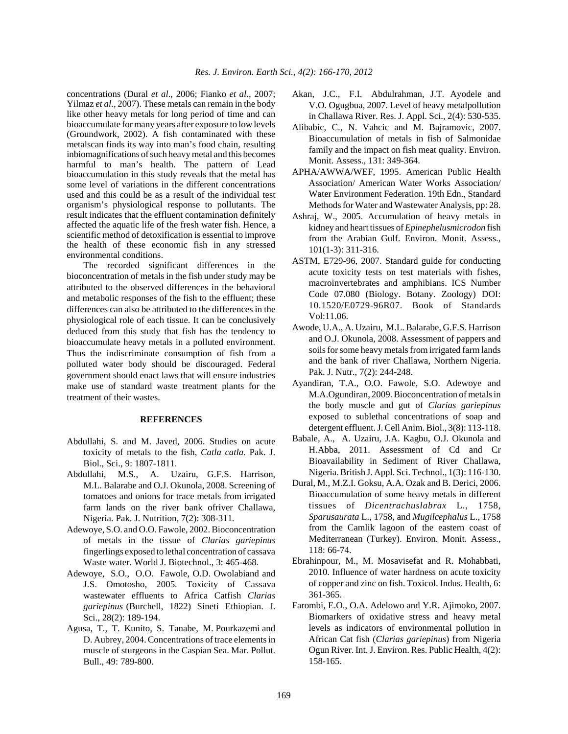concentrations (Dural *et al*., 2006; Fianko *et al*., 2007; Yilmaz *et al*., 2007). These metals can remain in the body like other heavy metals for long period of time and can bioaccumulate for many years after exposure to low levels (Groundwork, 2002). A fish contaminated with these metalscan finds its way into man's food chain, resulting inbiomagnifications of such heavy metal and this becomes harmful to man's health. The pattern of Lead bioaccumulation in this study reveals that the metal has some level of variations in the different concentrations used and this could be as a result of the individual test organism's physiological response to pollutants. The result indicates that the effluent contamination definitely affected the aquatic life of the fresh water fish. Hence, a scientific method of detoxification is essential to improve the health of these economic fish in any stressed environmental conditions.

The recorded significant differences in the bioconcentration of metals in the fish under study may be attributed to the observed differences in the behavioral and metabolic responses of the fish to the effluent; these differences can also be attributed to the differences in the physiological role of each tissue. It can be conclusively deduced from this study that fish has the tendency to bioaccumulate heavy metals in a polluted environment. Thus the indiscriminate consumption of fish from a polluted water body should be discouraged. Federal government should enact laws that will ensure industries make use of standard waste treatment plants for the treatment of their wastes.

## REFERENCES

Abdullahi, S. and M. Javed, 2006. Studies on acute toxicity of metals to the fish, *Catla catla*. Pak. J. Biol., Sci., 9: 1807-1811.

Abdullahi, M.S., A. Uzairu, G.F.S. Harrison, M.L. Balarabe and O.J. Okunola, 2008. Screening of tomatoes and onions for trace metals from irrigated farm lands on the river bank ofriver Challawa, Nigeria. Pak. J. Nutrition, 7(2): 308-311.

Adewoye, S.O. and O.O. Fawole, 2002. Bioconcentration of metals in the tissue of *Clarias gariepinus* fingerlings exposed to lethal concentration of cassava Waste water. World J. Biotechnol., 3: 465-468.

Adewoye, S.O., O.O. Fawole, O.D. Owolabiand and J.S. Omotosho, 2005. Toxicity of Cassava wastewater effluents to Africa Catfish *Clarias gariepinus* (Burchell, 1822) Sineti Ethiopian. J. Sci., 28(2): 189-194.

Agusa, T., T. Kunito, S. Tanabe, M. Pourkazemi and D. Aubrey, 2004. Concentrations of trace elements in muscle of sturgeons in the Caspian Sea. Mar. Pollut. Bull., 49: 789-800.

Akan, J.C., F.I. Abdulrahman, J.T. Ayodele and V.O. Ogugbua, 2007. Level of heavy metalpollution in Challawa River. Res. J. Appl. Sci., 2(4): 530-535.

Alibabic, C., N. Vahcic and M. Bajramovic, 2007. Bioaccumulation of metals in fish of Salmonidae family and the impact on fish meat quality. Environ. Monit. Assess., 131: 349-364.

APHA/AWWA/WEF, 1995. American Public Health Association/ American Water Works Association/ Water Environment Federation. 19th Edn., Standard Methods for Water and Wastewater Analysis, pp: 28.

Ashraj, W., 2005. Accumulation of heavy metals in kidney and heart tissues of *Epinephelusmicrodon* fish from the Arabian Gulf. Environ. Monit. Assess., 101(1-3): 311-316.

ASTM, E729-96, 2007. Standard guide for conducting acute toxicity tests on test materials with fishes, macroinvertebrates and amphibians. ICS Number Code 07.080 (Biology. Botany. Zoology) DOI: 10.1520/E0729-96R07. Book of Standards Vol:11.06.

Awode, U.A., A. Uzairu, M.L. Balarabe, G.F.S. Harrison and O.J. Okunola, 2008. Assessment of pappers and soils for some heavy metals from irrigated farm lands and the bank of river Challawa, Northern Nigeria. Pak. J. Nutr., 7(2): 244-248.

Ayandiran, T.A., O.O. Fawole, S.O. Adewoye and M.A.Ogundiran, 2009. Bioconcentration of metals in the body muscle and gut of *Clarias gariepinus* exposed to sublethal concentrations of soap and detergent effluent. J. Cell Anim. Biol., 3(8): 113-118.

Babale, A., A. Uzairu, J.A. Kagbu, O.J. Okunola and H.Abba, 2011. Assessment of Cd and Cr Bioavailability in Sediment of River Challawa, Nigeria. British J. Appl. Sci. Technol., 1(3): 116-130.

Dural, M., M.Z.I. Goksu, A.A. Ozak and B. Derici, 2006. Bioaccumulation of some heavy metals in different tissues of *Dicentrachuslabrax* L., 1758, *Sparusaurata* L., 1758, and *Mugilcephalus* L., 1758 from the Camlik lagoon of the eastern coast of Mediterranean (Turkey). Environ. Monit. Assess., 118: 66-74.

Ebrahinpour, M., M. Mosavisefat and R. Mohabbati, 2010. Influence of water hardness on acute toxicity of copper and zinc on fish. Toxicol. Indus. Health, 6: 361-365.

Farombi, E.O., O.A. Adelowo and Y.R. Ajimoko, 2007. Biomarkers of oxidative stress and heavy metal levels as indicators of environmental pollution in African Cat fish (*Clarias gariepinus*) from Nigeria Ogun River. Int. J. Environ. Res. Public Health, 4(2): 158-165.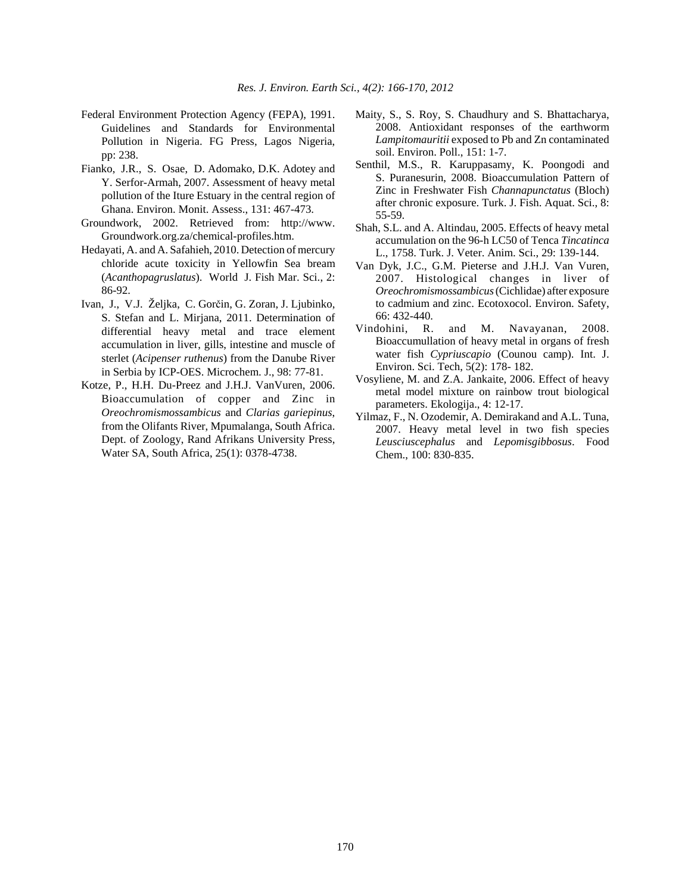Federal Environment Protection Agency (FEPA), 1991. Guidelines and Standards for Environmental Pollution in Nigeria. FG Press, Lagos Nigeria, pp: 238.

Fianko, J.R., S. Osae, D. Adomako, D.K. Adotey and Y. Serfor-Armah, 2007. Assessment of heavy metal pollution of the Iture Estuary in the central region of Ghana. Environ. Monit. Assess., 131: 467-473.

Groundwork, 2002. Retrieved from: http://www. Groundwork.org.za/chemical-profiles.htm.

Hedayati, A. and A. Safahieh, 2010. Detection of mercury chloride acute toxicity in Yellowfin Sea bream (*Acanthopagruslatus*). World J. Fish Mar. Sci., 2: 86-92.

Ivan, J., V.J. Željka, C. Gorčin, G. Zoran, J. Ljubinko, S. Stefan and L. Mirjana, 2011. Determination of differential heavy metal and trace element accumulation in liver, gills, intestine and muscle of sterlet (*Acipenser ruthenus*) from the Danube River in Serbia by ICP-OES. Microchem. J., 98: 77-81.

Kotze, P., H.H. Du-Preez and J.H.J. VanVuren, 2006. Bioaccumulation of copper and Zinc in *Oreochromismossambicus* and *Clarias gariepinus*, from the Olifants River, Mpumalanga, South Africa. Dept. of Zoology, Rand Afrikans University Press, Water SA, South Africa, 25(1): 0378-4738.

Maity, S., S. Roy, S. Chaudhury and S. Bhattacharya, 2008. Antioxidant responses of the earthworm *Lampitomauritii* exposed to Pb and Zn contaminated soil. Environ. Poll., 151: 1-7.

Senthil, M.S., R. Karuppasamy, K. Poongodi and S. Puranesurin, 2008. Bioaccumulation Pattern of Zinc in Freshwater Fish *Channapunctatus* (Bloch) after chronic exposure. Turk. J. Fish. Aquat. Sci., 8: 55-59.

Shah, S.L. and A. Altindau, 2005. Effects of heavy metal accumulation on the 96-h LC50 of Tenca *Tincatinca* L., 1758. Turk. J. Veter. Anim. Sci., 29: 139-144.

Van Dyk, J.C., G.M. Pieterse and J.H.J. Van Vuren, 2007. Histological changes in liver of *Oreochromismossambicus* (Cichlidae) after exposure to cadmium and zinc. Ecotoxocol. Environ. Safety, 66: 432-440.

Vindohini, R. and M. Navayanan, 2008. Bioaccumullation of heavy metal in organs of fresh water fish *Cypriuscapio* (Counou camp). Int. J. Environ. Sci. Tech, 5(2): 178- 182.

Vosyliene, M. and Z.A. Jankaite, 2006. Effect of heavy metal model mixture on rainbow trout biological parameters. Ekologija., 4: 12-17.

Yilmaz, F., N. Ozodemir, A. Demirakand and A.L. Tuna, 2007. Heavy metal level in two fish species *Leusciuscephalus* and *Lepomisgibbosus*. Food Chem., 100: 830-835.